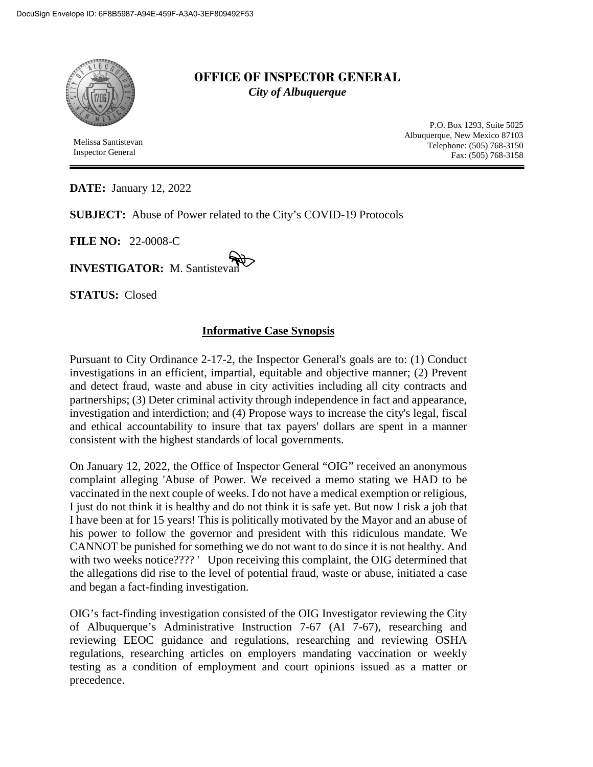DocuSign Envelope ID: 6F8B5987-A94E-459F-A3A0-3EF809492F53

# OFFICE OF INSPECTOR GENERAL

*City of Albuquerque*

Melissa Santistevan
Inspector General

P.O. Box 1293, Suite 5025
Albuquerque, New Mexico 87103
Telephone: (505) 768-3150
Fax: (505) 768-3158

**DATE:** January 12, 2022

**SUBJECT:** Abuse of Power related to the City's COVID-19 Protocols

**FILE NO:** 22-0008-C

**INVESTIGATOR:** M. Santistevan

**STATUS:** Closed

## Informative Case Synopsis

Pursuant to City Ordinance 2-17-2, the Inspector General's goals are to: (1) Conduct investigations in an efficient, impartial, equitable and objective manner; (2) Prevent and detect fraud, waste and abuse in city activities including all city contracts and partnerships; (3) Deter criminal activity through independence in fact and appearance, investigation and interdiction; and (4) Propose ways to increase the city's legal, fiscal and ethical accountability to insure that tax payers' dollars are spent in a manner consistent with the highest standards of local governments.

On January 12, 2022, the Office of Inspector General "OIG" received an anonymous complaint alleging 'Abuse of Power. We received a memo stating we HAD to be vaccinated in the next couple of weeks. I do not have a medical exemption or religious, I just do not think it is healthy and do not think it is safe yet. But now I risk a job that I have been at for 15 years! This is politically motivated by the Mayor and an abuse of his power to follow the governor and president with this ridiculous mandate. We CANNOT be punished for something we do not want to do since it is not healthy. And with two weeks notice???? ' Upon receiving this complaint, the OIG determined that the allegations did rise to the level of potential fraud, waste or abuse, initiated a case and began a fact-finding investigation.

OIG's fact-finding investigation consisted of the OIG Investigator reviewing the City of Albuquerque's Administrative Instruction 7-67 (AI 7-67), researching and reviewing EEOC guidance and regulations, researching and reviewing OSHA regulations, researching articles on employers mandating vaccination or weekly testing as a condition of employment and court opinions issued as a matter or precedence.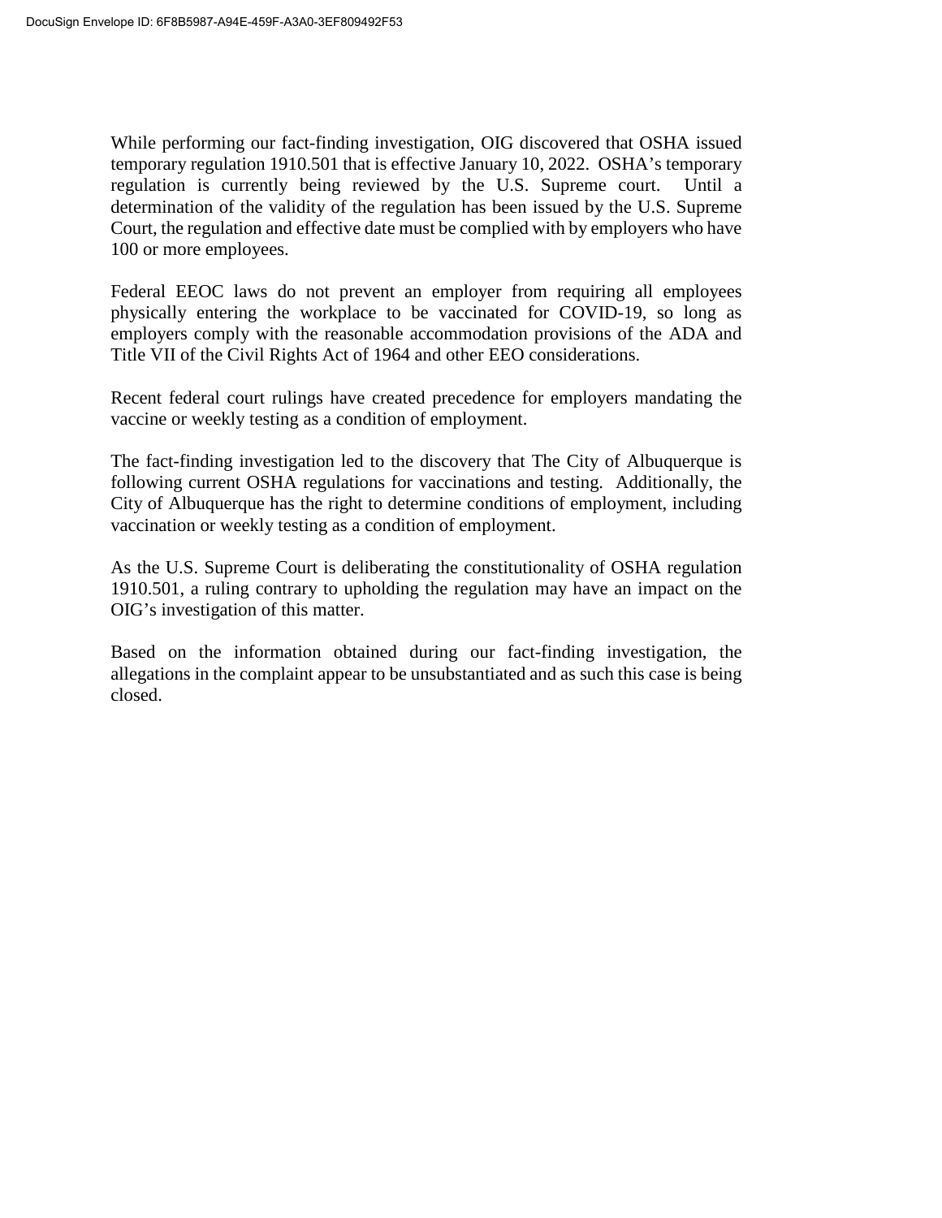While performing our fact-finding investigation, OIG discovered that OSHA issued temporary regulation 1910.501 that is effective January 10, 2022. OSHA's temporary regulation is currently being reviewed by the U.S. Supreme court. Until a determination of the validity of the regulation has been issued by the U.S. Supreme Court, the regulation and effective date must be complied with by employers who have 100 or more employees.

Federal EEOC laws do not prevent an employer from requiring all employees physically entering the workplace to be vaccinated for COVID-19, so long as employers comply with the reasonable accommodation provisions of the ADA and Title VII of the Civil Rights Act of 1964 and other EEO considerations.

Recent federal court rulings have created precedence for employers mandating the vaccine or weekly testing as a condition of employment.

The fact-finding investigation led to the discovery that The City of Albuquerque is following current OSHA regulations for vaccinations and testing. Additionally, the City of Albuquerque has the right to determine conditions of employment, including vaccination or weekly testing as a condition of employment.

As the U.S. Supreme Court is deliberating the constitutionality of OSHA regulation 1910.501, a ruling contrary to upholding the regulation may have an impact on the OIG's investigation of this matter.

Based on the information obtained during our fact-finding investigation, the allegations in the complaint appear to be unsubstantiated and as such this case is being closed.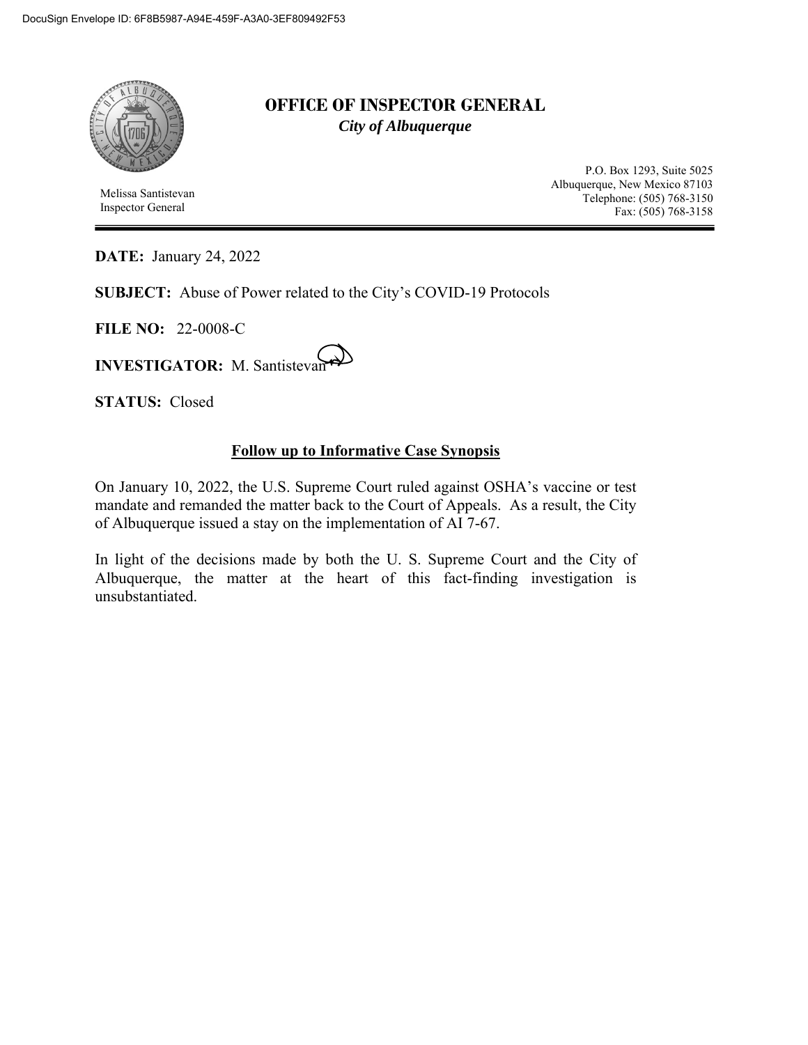DocuSign Envelope ID: 6F8B5987-A94E-459F-A3A0-3EF809492F53

# OFFICE OF INSPECTOR GENERAL

***City of Albuquerque***

Melissa Santistevan
Inspector General

P.O. Box 1293, Suite 5025
Albuquerque, New Mexico 87103
Telephone: (505) 768-3150
Fax: (505) 768-3158

---

**DATE:** January 24, 2022

**SUBJECT:** Abuse of Power related to the City's COVID-19 Protocols

**FILE NO:** 22-0008-C

**INVESTIGATOR:** M. Santistevan

**STATUS:** Closed

## Follow up to Informative Case Synopsis

On January 10, 2022, the U.S. Supreme Court ruled against OSHA's vaccine or test mandate and remanded the matter back to the Court of Appeals. As a result, the City of Albuquerque issued a stay on the implementation of AI 7-67.

In light of the decisions made by both the U. S. Supreme Court and the City of Albuquerque, the matter at the heart of this fact-finding investigation is unsubstantiated.